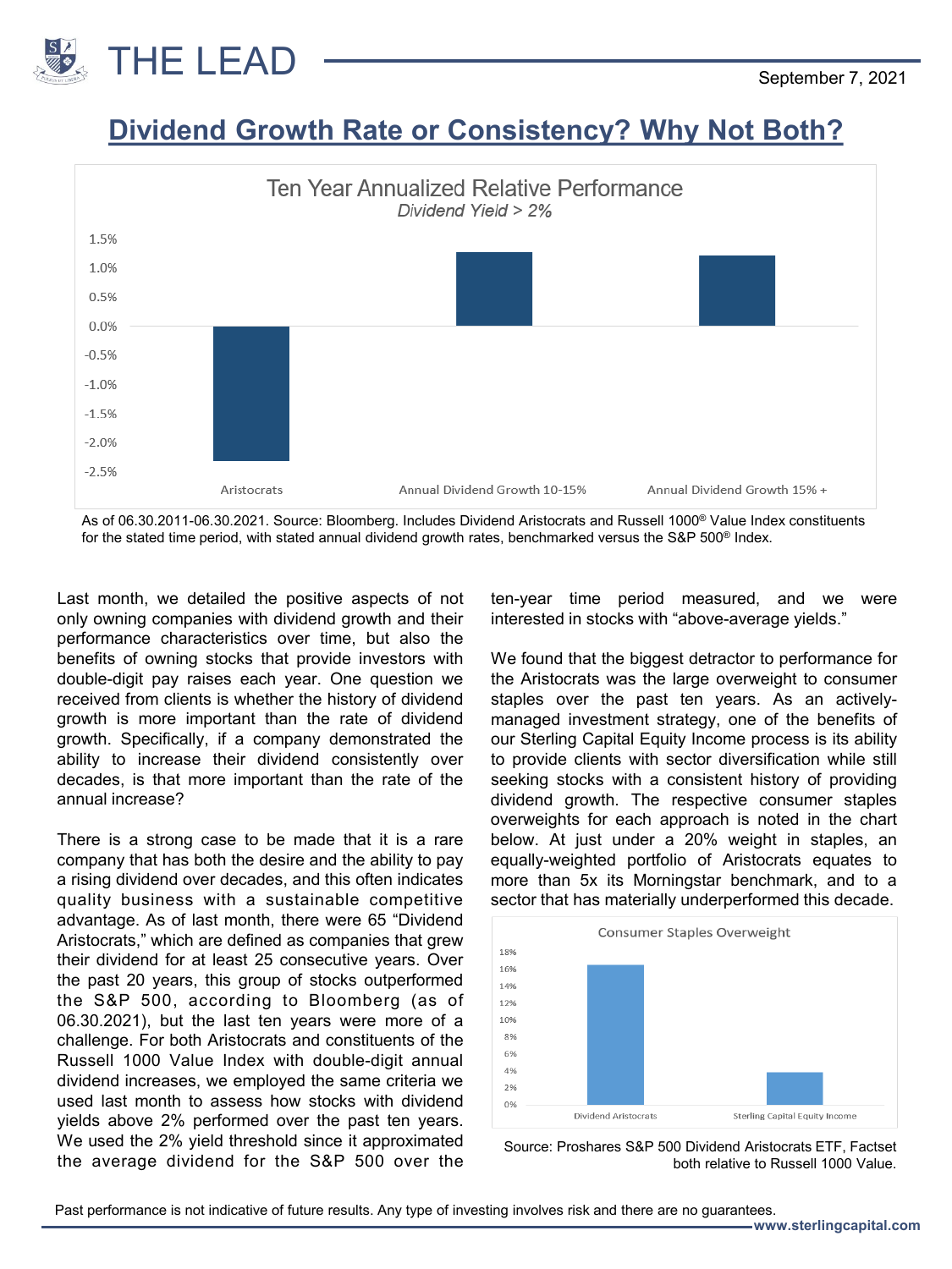# THE LEAD

September 7, 2021

## Dividend Growth Rate or Consistency? Why Not Both?

**Ten Year Annualized Relative Performance**
*Dividend Yield > 2%*

| | Aristocrats | Annual Dividend Growth 10-15% | Annual Dividend Growth 15% + |
|---|---|---|---|
| Relative Performance | approx. -2.3% | approx. 1.3% | approx. 1.2% |

As of 06.30.2011-06.30.2021. Source: Bloomberg. Includes Dividend Aristocrats and Russell 1000® Value Index constituents for the stated time period, with stated annual dividend growth rates, benchmarked versus the S&P 500® Index.

Last month, we detailed the positive aspects of not only owning companies with dividend growth and their performance characteristics over time, but also the benefits of owning stocks that provide investors with double-digit pay raises each year. One question we received from clients is whether the history of dividend growth is more important than the rate of dividend growth. Specifically, if a company demonstrated the ability to increase their dividend consistently over decades, is that more important than the rate of the annual increase?

There is a strong case to be made that it is a rare company that has both the desire and the ability to pay a rising dividend over decades, and this often indicates quality business with a sustainable competitive advantage. As of last month, there were 65 "Dividend Aristocrats," which are defined as companies that grew their dividend for at least 25 consecutive years. Over the past 20 years, this group of stocks outperformed the S&P 500, according to Bloomberg (as of 06.30.2021), but the last ten years were more of a challenge. For both Aristocrats and constituents of the Russell 1000 Value Index with double-digit annual dividend increases, we employed the same criteria we used last month to assess how stocks with dividend yields above 2% performed over the past ten years. We used the 2% yield threshold since it approximated the average dividend for the S&P 500 over the ten-year time period measured, and we were interested in stocks with "above-average yields."

We found that the biggest detractor to performance for the Aristocrats was the large overweight to consumer staples over the past ten years. As an actively-managed investment strategy, one of the benefits of our Sterling Capital Equity Income process is its ability to provide clients with sector diversification while still seeking stocks with a consistent history of providing dividend growth. The respective consumer staples overweights for each approach is noted in the chart below. At just under a 20% weight in staples, an equally-weighted portfolio of Aristocrats equates to more than 5x its Morningstar benchmark, and to a sector that has materially underperformed this decade.

**Consumer Staples Overweight**

| | Dividend Aristocrats | Sterling Capital Equity Income |
|---|---|---|
| Consumer Staples Overweight | approx. 16.5% | approx. 3.8% |

Source: Proshares S&P 500 Dividend Aristocrats ETF, Factset both relative to Russell 1000 Value.

Past performance is not indicative of future results. Any type of investing involves risk and there are no guarantees.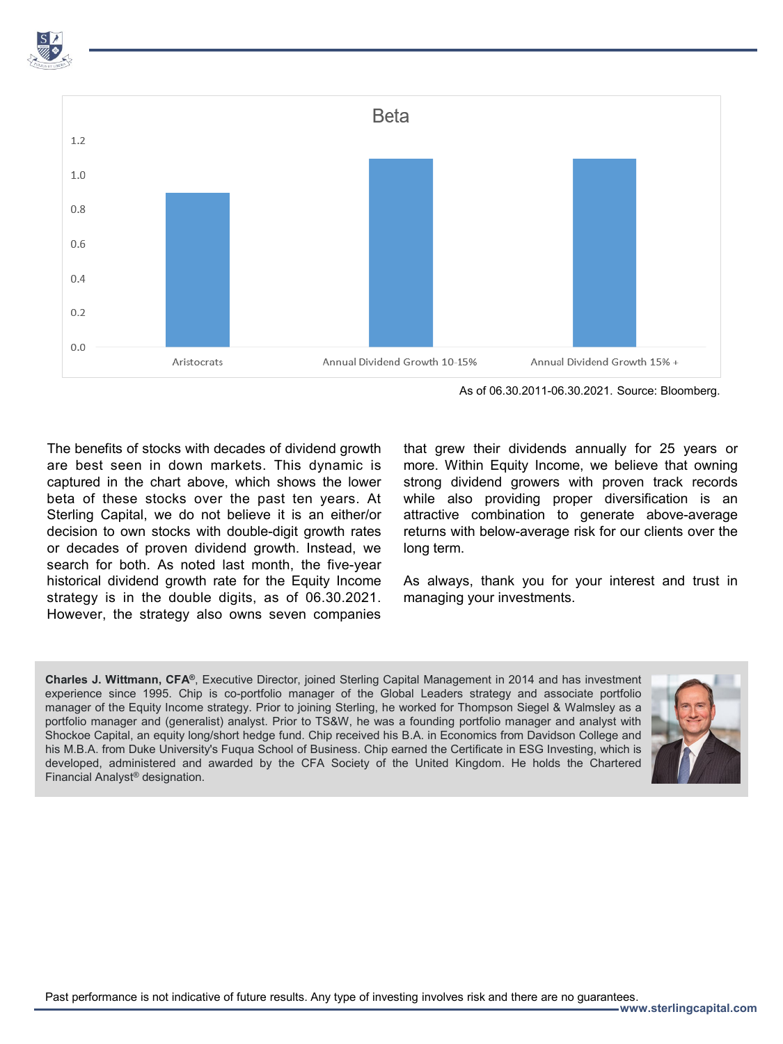**Beta**

| | Beta |
|---|---|
| Aristocrats | ~0.9 |
| Annual Dividend Growth 10-15% | ~1.1 |
| Annual Dividend Growth 15% + | ~1.1 |

As of 06.30.2011-06.30.2021. Source: Bloomberg.

The benefits of stocks with decades of dividend growth are best seen in down markets. This dynamic is captured in the chart above, which shows the lower beta of these stocks over the past ten years. At Sterling Capital, we do not believe it is an either/or decision to own stocks with double-digit growth rates or decades of proven dividend growth. Instead, we search for both. As noted last month, the five-year historical dividend growth rate for the Equity Income strategy is in the double digits, as of 06.30.2021. However, the strategy also owns seven companies that grew their dividends annually for 25 years or more. Within Equity Income, we believe that owning strong dividend growers with proven track records while also providing proper diversification is an attractive combination to generate above-average returns with below-average risk for our clients over the long term.

As always, thank you for your interest and trust in managing your investments.

**Charles J. Wittmann, CFA®**, Executive Director, joined Sterling Capital Management in 2014 and has investment experience since 1995. Chip is co-portfolio manager of the Global Leaders strategy and associate portfolio manager of the Equity Income strategy. Prior to joining Sterling, he worked for Thompson Siegel & Walmsley as a portfolio manager and (generalist) analyst. Prior to TS&W, he was a founding portfolio manager and analyst with Shockoe Capital, an equity long/short hedge fund. Chip received his B.A. in Economics from Davidson College and his M.B.A. from Duke University's Fuqua School of Business. Chip earned the Certificate in ESG Investing, which is developed, administered and awarded by the CFA Society of the United Kingdom. He holds the Chartered Financial Analyst® designation.

Past performance is not indicative of future results. Any type of investing involves risk and there are no guarantees.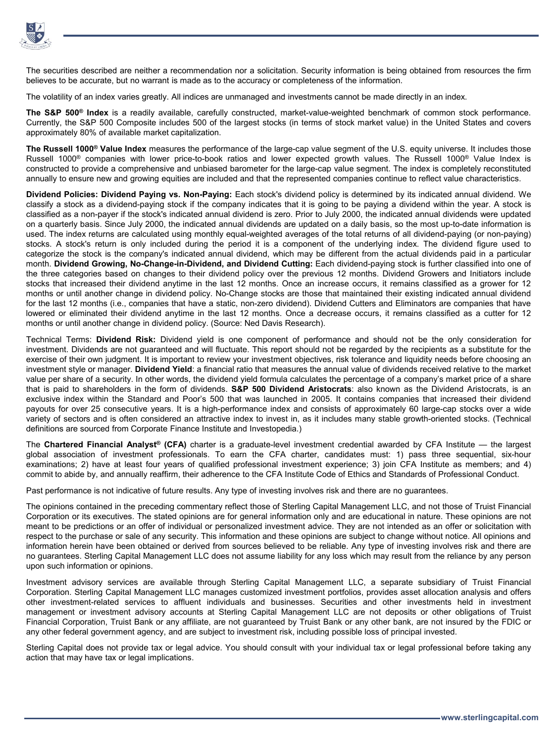The securities described are neither a recommendation nor a solicitation. Security information is being obtained from resources the firm believes to be accurate, but no warrant is made as to the accuracy or completeness of the information.

The volatility of an index varies greatly. All indices are unmanaged and investments cannot be made directly in an index.

**The S&P 500® Index** is a readily available, carefully constructed, market-value-weighted benchmark of common stock performance. Currently, the S&P 500 Composite includes 500 of the largest stocks (in terms of stock market value) in the United States and covers approximately 80% of available market capitalization.

**The Russell 1000® Value Index** measures the performance of the large-cap value segment of the U.S. equity universe. It includes those Russell 1000® companies with lower price-to-book ratios and lower expected growth values. The Russell 1000® Value Index is constructed to provide a comprehensive and unbiased barometer for the large-cap value segment. The index is completely reconstituted annually to ensure new and growing equities are included and that the represented companies continue to reflect value characteristics.

**Dividend Policies: Dividend Paying vs. Non-Paying:** Each stock's dividend policy is determined by its indicated annual dividend. We classify a stock as a dividend-paying stock if the company indicates that it is going to be paying a dividend within the year. A stock is classified as a non-payer if the stock's indicated annual dividend is zero. Prior to July 2000, the indicated annual dividends were updated on a quarterly basis. Since July 2000, the indicated annual dividends are updated on a daily basis, so the most up-to-date information is used. The index returns are calculated using monthly equal-weighted averages of the total returns of all dividend-paying (or non-paying) stocks. A stock's return is only included during the period it is a component of the underlying index. The dividend figure used to categorize the stock is the company's indicated annual dividend, which may be different from the actual dividends paid in a particular month. **Dividend Growing, No-Change-in-Dividend, and Dividend Cutting:** Each dividend-paying stock is further classified into one of the three categories based on changes to their dividend policy over the previous 12 months. Dividend Growers and Initiators include stocks that increased their dividend anytime in the last 12 months. Once an increase occurs, it remains classified as a grower for 12 months or until another change in dividend policy. No-Change stocks are those that maintained their existing indicated annual dividend for the last 12 months (i.e., companies that have a static, non-zero dividend). Dividend Cutters and Eliminators are companies that have lowered or eliminated their dividend anytime in the last 12 months. Once a decrease occurs, it remains classified as a cutter for 12 months or until another change in dividend policy. (Source: Ned Davis Research).

Technical Terms: **Dividend Risk:** Dividend yield is one component of performance and should not be the only consideration for investment. Dividends are not guaranteed and will fluctuate. This report should not be regarded by the recipients as a substitute for the exercise of their own judgment. It is important to review your investment objectives, risk tolerance and liquidity needs before choosing an investment style or manager. **Dividend Yield**: a financial ratio that measures the annual value of dividends received relative to the market value per share of a security. In other words, the dividend yield formula calculates the percentage of a company's market price of a share that is paid to shareholders in the form of dividends. **S&P 500 Dividend Aristocrats**: also known as the Dividend Aristocrats, is an exclusive index within the Standard and Poor's 500 that was launched in 2005. It contains companies that increased their dividend payouts for over 25 consecutive years. It is a high-performance index and consists of approximately 60 large-cap stocks over a wide variety of sectors and is often considered an attractive index to invest in, as it includes many stable growth-oriented stocks. (Technical definitions are sourced from Corporate Finance Institute and Investopedia.)

The **Chartered Financial Analyst® (CFA)** charter is a graduate-level investment credential awarded by CFA Institute — the largest global association of investment professionals. To earn the CFA charter, candidates must: 1) pass three sequential, six-hour examinations; 2) have at least four years of qualified professional investment experience; 3) join CFA Institute as members; and 4) commit to abide by, and annually reaffirm, their adherence to the CFA Institute Code of Ethics and Standards of Professional Conduct.

Past performance is not indicative of future results. Any type of investing involves risk and there are no guarantees.

The opinions contained in the preceding commentary reflect those of Sterling Capital Management LLC, and not those of Truist Financial Corporation or its executives. The stated opinions are for general information only and are educational in nature. These opinions are not meant to be predictions or an offer of individual or personalized investment advice. They are not intended as an offer or solicitation with respect to the purchase or sale of any security. This information and these opinions are subject to change without notice. All opinions and information herein have been obtained or derived from sources believed to be reliable. Any type of investing involves risk and there are no guarantees. Sterling Capital Management LLC does not assume liability for any loss which may result from the reliance by any person upon such information or opinions.

Investment advisory services are available through Sterling Capital Management LLC, a separate subsidiary of Truist Financial Corporation. Sterling Capital Management LLC manages customized investment portfolios, provides asset allocation analysis and offers other investment-related services to affluent individuals and businesses. Securities and other investments held in investment management or investment advisory accounts at Sterling Capital Management LLC are not deposits or other obligations of Truist Financial Corporation, Truist Bank or any affiliate, are not guaranteed by Truist Bank or any other bank, are not insured by the FDIC or any other federal government agency, and are subject to investment risk, including possible loss of principal invested.

Sterling Capital does not provide tax or legal advice. You should consult with your individual tax or legal professional before taking any action that may have tax or legal implications.